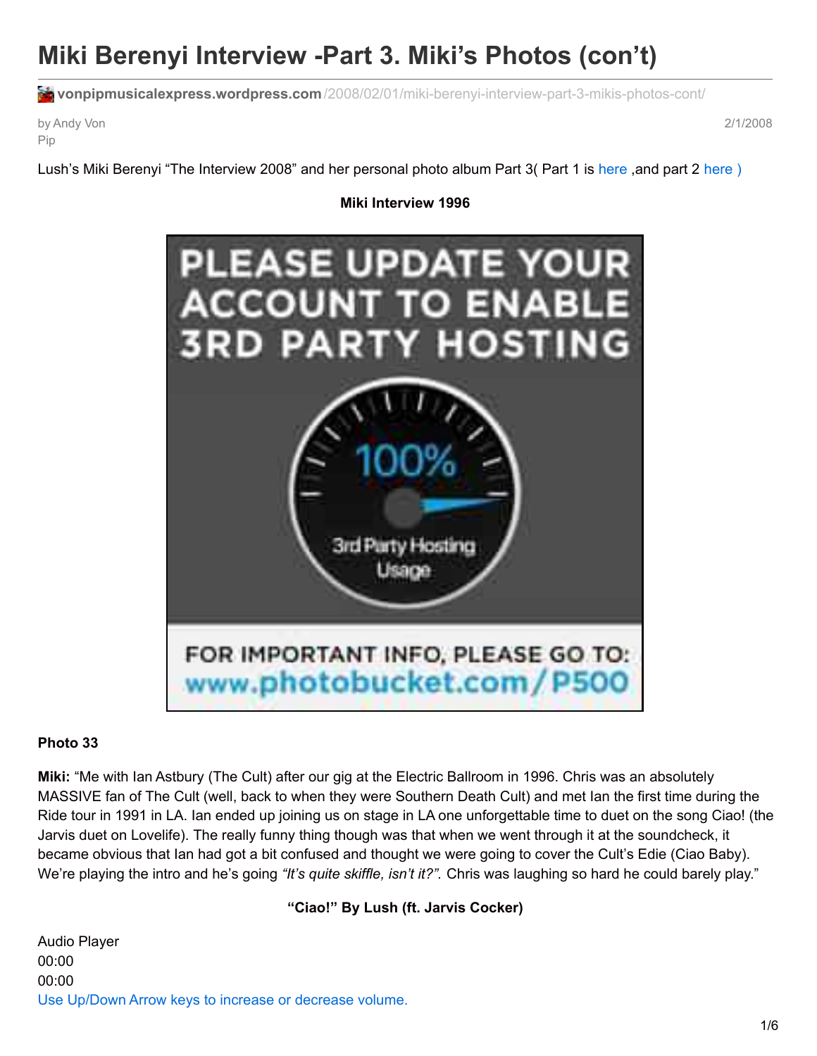# Miki Berenyi Interview -Part 3. Miki's Photos (con't)

vonpipmusicalexpress.wordpress.com/2008/02/01/miki-berenyi-interview-part-3-mikis-photos-cont/

by Andy Von Pip

2/1/2008

Lush's Miki Berenyi "The Interview 2008" and her personal photo album Part 3( Part 1 is here ,and part 2 here )

**Miki Interview 1996**

**Photo 33**

**Miki:** "Me with Ian Astbury (The Cult) after our gig at the Electric Ballroom in 1996. Chris was an absolutely MASSIVE fan of The Cult (well, back to when they were Southern Death Cult) and met Ian the first time during the Ride tour in 1991 in LA. Ian ended up joining us on stage in LA one unforgettable time to duet on the song Ciao! (the Jarvis duet on Lovelife). The really funny thing though was that when we went through it at the soundcheck, it became obvious that Ian had got a bit confused and thought we were going to cover the Cult's Edie (Ciao Baby). We're playing the intro and he's going *"It's quite skiffle, isn't it?".* Chris was laughing so hard he could barely play."

**"Ciao!" By Lush (ft. Jarvis Cocker)**

Audio Player
00:00
00:00
Use Up/Down Arrow keys to increase or decrease volume.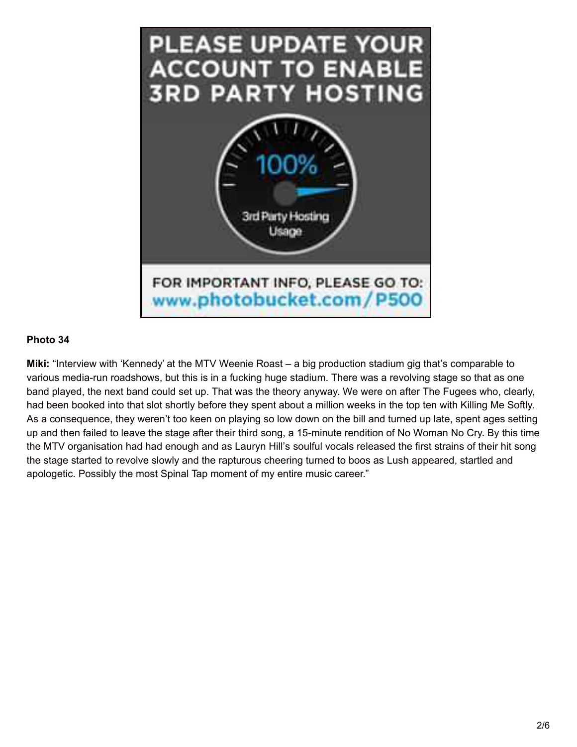**Photo 34**

**Miki:** “Interview with ‘Kennedy’ at the MTV Weenie Roast – a big production stadium gig that’s comparable to various media-run roadshows, but this is in a fucking huge stadium. There was a revolving stage so that as one band played, the next band could set up. That was the theory anyway. We were on after The Fugees who, clearly, had been booked into that slot shortly before they spent about a million weeks in the top ten with Killing Me Softly. As a consequence, they weren’t too keen on playing so low down on the bill and turned up late, spent ages setting up and then failed to leave the stage after their third song, a 15-minute rendition of No Woman No Cry. By this time the MTV organisation had had enough and as Lauryn Hill’s soulful vocals released the first strains of their hit song the stage started to revolve slowly and the rapturous cheering turned to boos as Lush appeared, startled and apologetic. Possibly the most Spinal Tap moment of my entire music career.”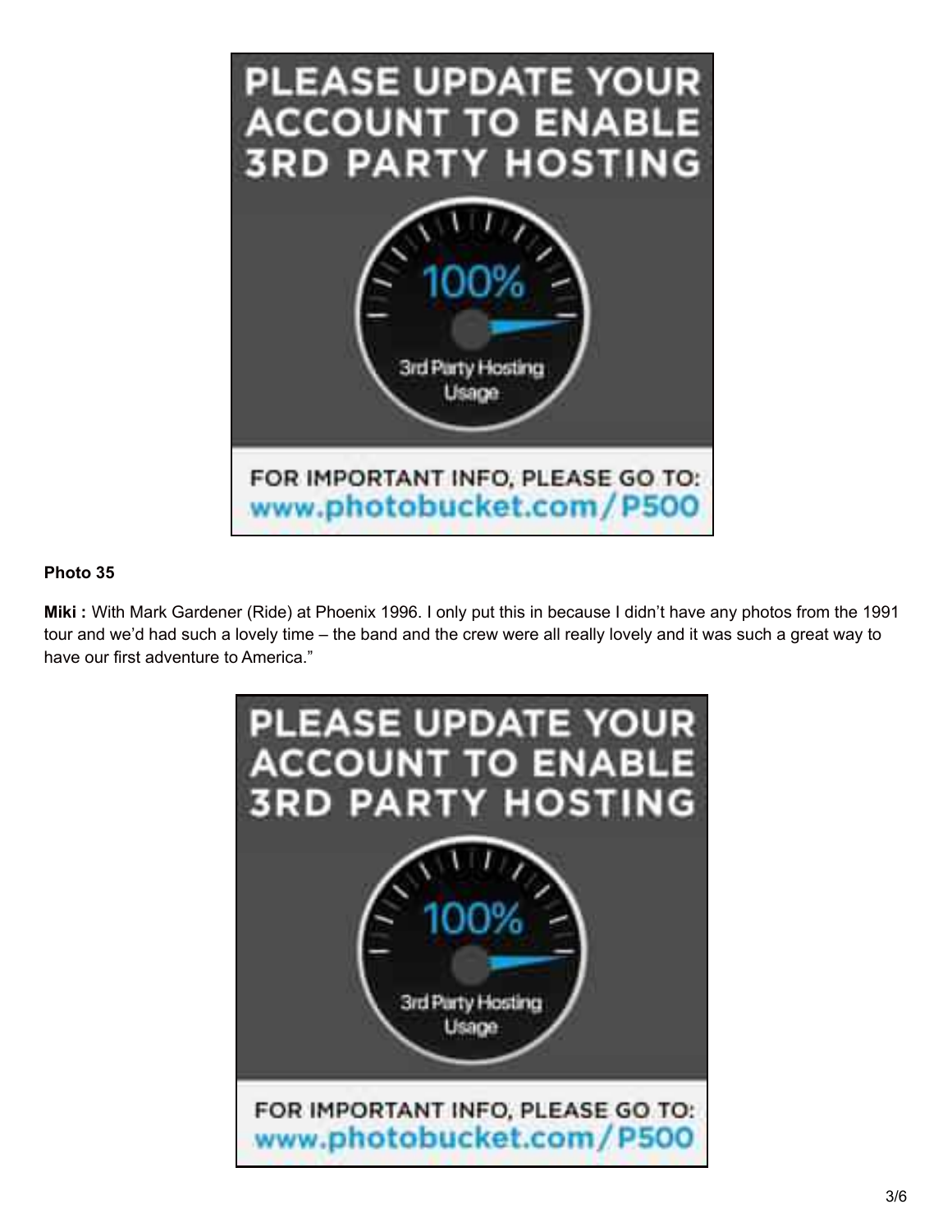**Photo 35**

**Miki :** With Mark Gardener (Ride) at Phoenix 1996. I only put this in because I didn't have any photos from the 1991 tour and we'd had such a lovely time – the band and the crew were all really lovely and it was such a great way to have our first adventure to America."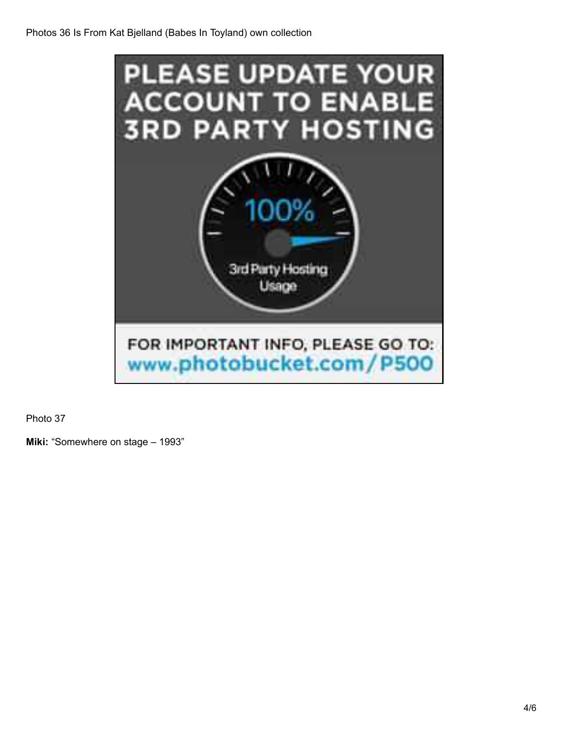Photos 36 Is From Kat Bjelland (Babes In Toyland) own collection

Photo 37

**Miki:** “Somewhere on stage – 1993”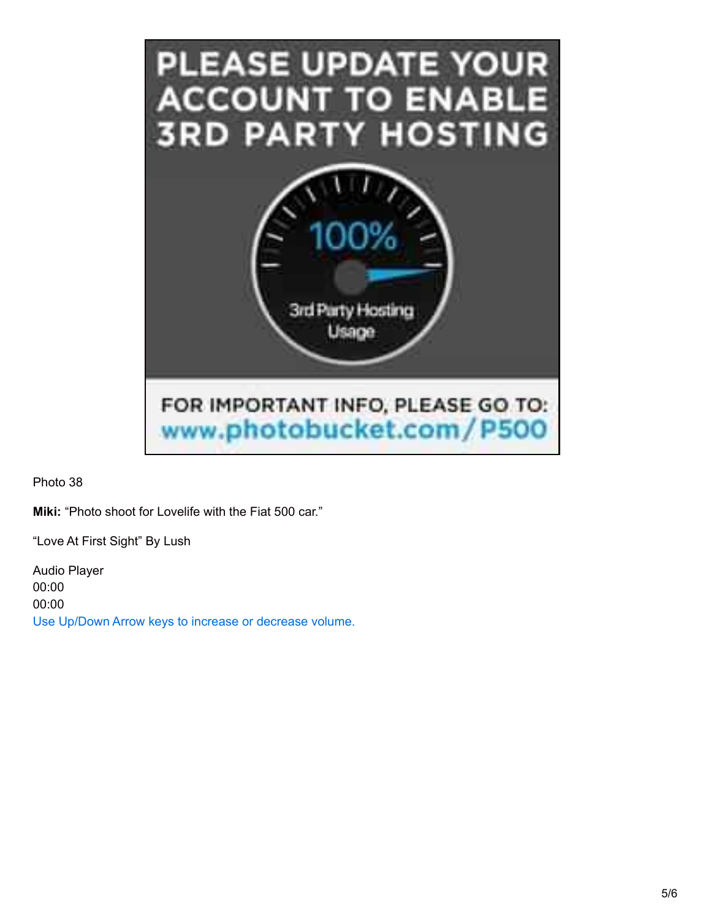PLEASE UPDATE YOUR ACCOUNT TO ENABLE 3RD PARTY HOSTING

100%

3rd Party Hosting Usage

FOR IMPORTANT INFO, PLEASE GO TO: www.photobucket.com/P500

Photo 38

**Miki:** “Photo shoot for Lovelife with the Fiat 500 car.”

“Love At First Sight” By Lush

Audio Player
00:00
00:00
Use Up/Down Arrow keys to increase or decrease volume.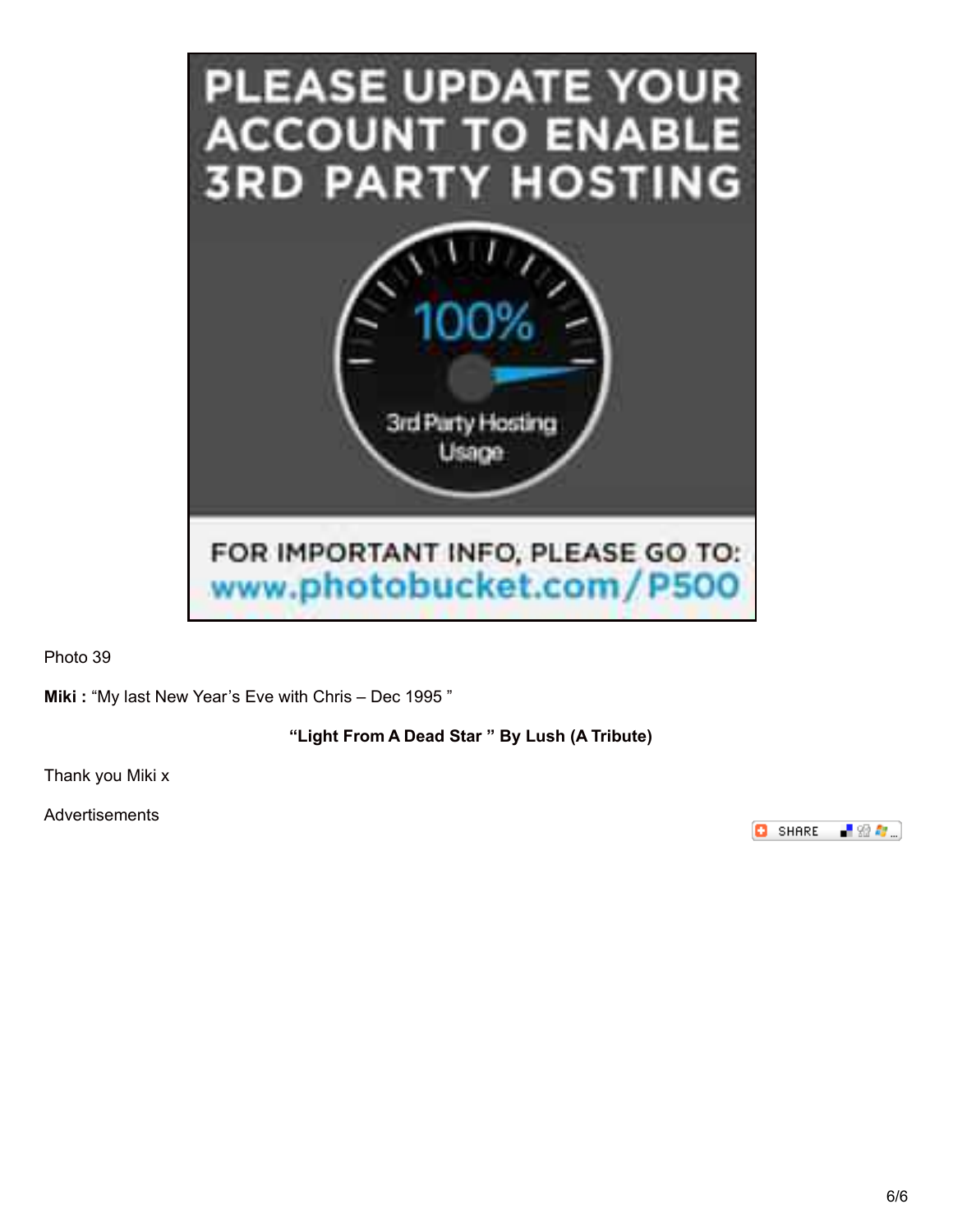Photo 39

**Miki :** “My last New Year’s Eve with Chris – Dec 1995 ”

**“Light From A Dead Star ” By Lush (A Tribute)**

Thank you Miki x

Advertisements